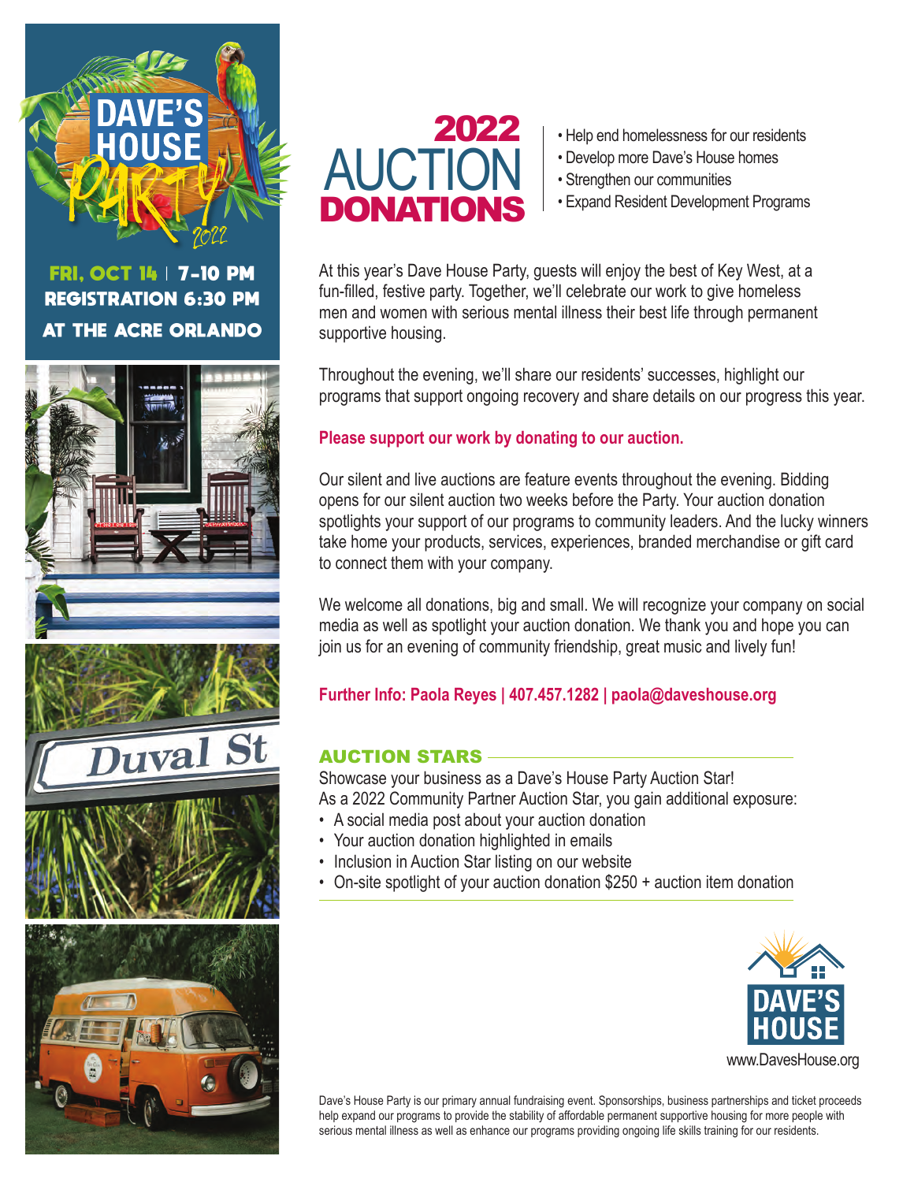# DAVE'S HOUSE PARTY 2022

**FRI, OCT 14 | 7-10 PM**
**REGISTRATION 6:30 PM**
**AT THE ACRE ORLANDO**

Duval St

# 2022 AUCTION DONATIONS

- Help end homelessness for our residents
- Develop more Dave's House homes
- Strengthen our communities
- Expand Resident Development Programs

At this year's Dave House Party, guests will enjoy the best of Key West, at a fun-filled, festive party. Together, we'll celebrate our work to give homeless men and women with serious mental illness their best life through permanent supportive housing.

Throughout the evening, we'll share our residents' successes, highlight our programs that support ongoing recovery and share details on our progress this year.

**Please support our work by donating to our auction.**

Our silent and live auctions are feature events throughout the evening. Bidding opens for our silent auction two weeks before the Party. Your auction donation spotlights your support of our programs to community leaders. And the lucky winners take home your products, services, experiences, branded merchandise or gift card to connect them with your company.

We welcome all donations, big and small. We will recognize your company on social media as well as spotlight your auction donation. We thank you and hope you can join us for an evening of community friendship, great music and lively fun!

**Further Info: Paola Reyes | 407.457.1282 | paola@daveshouse.org**

## AUCTION STARS

Showcase your business as a Dave's House Party Auction Star!
As a 2022 Community Partner Auction Star, you gain additional exposure:

- A social media post about your auction donation
- Your auction donation highlighted in emails
- Inclusion in Auction Star listing on our website
- On-site spotlight of your auction donation $250 + auction item donation

DAVE'S HOUSE
www.DavesHouse.org

Dave's House Party is our primary annual fundraising event. Sponsorships, business partnerships and ticket proceeds help expand our programs to provide the stability of affordable permanent supportive housing for more people with serious mental illness as well as enhance our programs providing ongoing life skills training for our residents.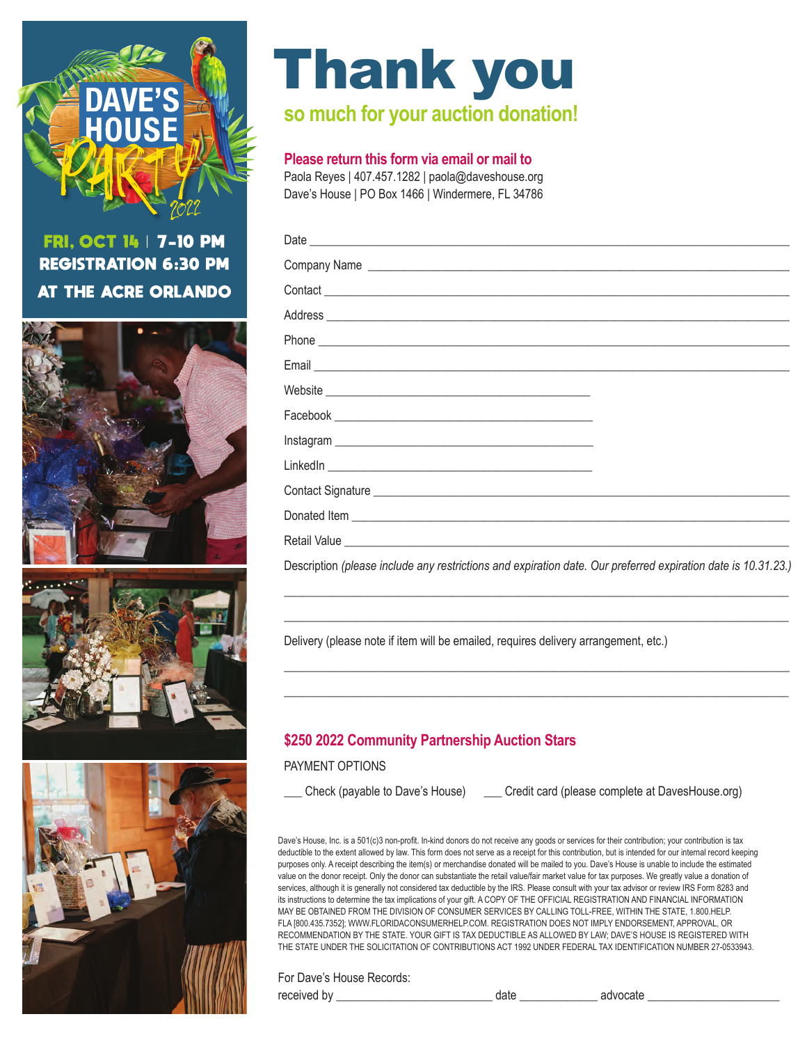DAVE'S HOUSE PARTY 2022

**FRI, OCT 14 | 7-10 PM**
**REGISTRATION 6:30 PM**
**AT THE ACRE ORLANDO**

# Thank you

## so much for your auction donation!

**Please return this form via email or mail to**
Paola Reyes | 407.457.1282 | paola@daveshouse.org
Dave's House | PO Box 1466 | Windermere, FL 34786

Date ___________________________________________

Company Name ___________________________________________

Contact ___________________________________________

Address ___________________________________________

Phone ___________________________________________

Email ___________________________________________

Website ______________________________

Facebook ______________________________

Instagram ______________________________

LinkedIn ______________________________

Contact Signature ___________________________________________

Donated Item ___________________________________________

Retail Value ___________________________________________

Description *(please include any restrictions and expiration date. Our preferred expiration date is 10.31.23.)*

___________________________________________

___________________________________________

Delivery (please note if item will be emailed, requires delivery arrangement, etc.)

___________________________________________

___________________________________________

### $250 2022 Community Partnership Auction Stars

PAYMENT OPTIONS

___ Check (payable to Dave's House) ___ Credit card (please complete at DavesHouse.org)

Dave's House, Inc. is a 501(c)3 non-profit. In-kind donors do not receive any goods or services for their contribution; your contribution is tax deductible to the extent allowed by law. This form does not serve as a receipt for this contribution, but is intended for our internal record keeping purposes only. A receipt describing the item(s) or merchandise donated will be mailed to you. Dave's House is unable to include the estimated value on the donor receipt. Only the donor can substantiate the retail value/fair market value for tax purposes. We greatly value a donation of services, although it is generally not considered tax deductible by the IRS. Please consult with your tax advisor or review IRS Form 8283 and its instructions to determine the tax implications of your gift. A COPY OF THE OFFICIAL REGISTRATION AND FINANCIAL INFORMATION MAY BE OBTAINED FROM THE DIVISION OF CONSUMER SERVICES BY CALLING TOLL-FREE, WITHIN THE STATE, 1.800.HELP. FLA [800.435.7352]; WWW.FLORIDACONSUMERHELP.COM. REGISTRATION DOES NOT IMPLY ENDORSEMENT, APPROVAL, OR RECOMMENDATION BY THE STATE. YOUR GIFT IS TAX DEDUCTIBLE AS ALLOWED BY LAW; DAVE'S HOUSE IS REGISTERED WITH THE STATE UNDER THE SOLICITATION OF CONTRIBUTIONS ACT 1992 UNDER FEDERAL TAX IDENTIFICATION NUMBER 27-0533943.

For Dave's House Records:
received by ____________________ date __________ advocate ____________________